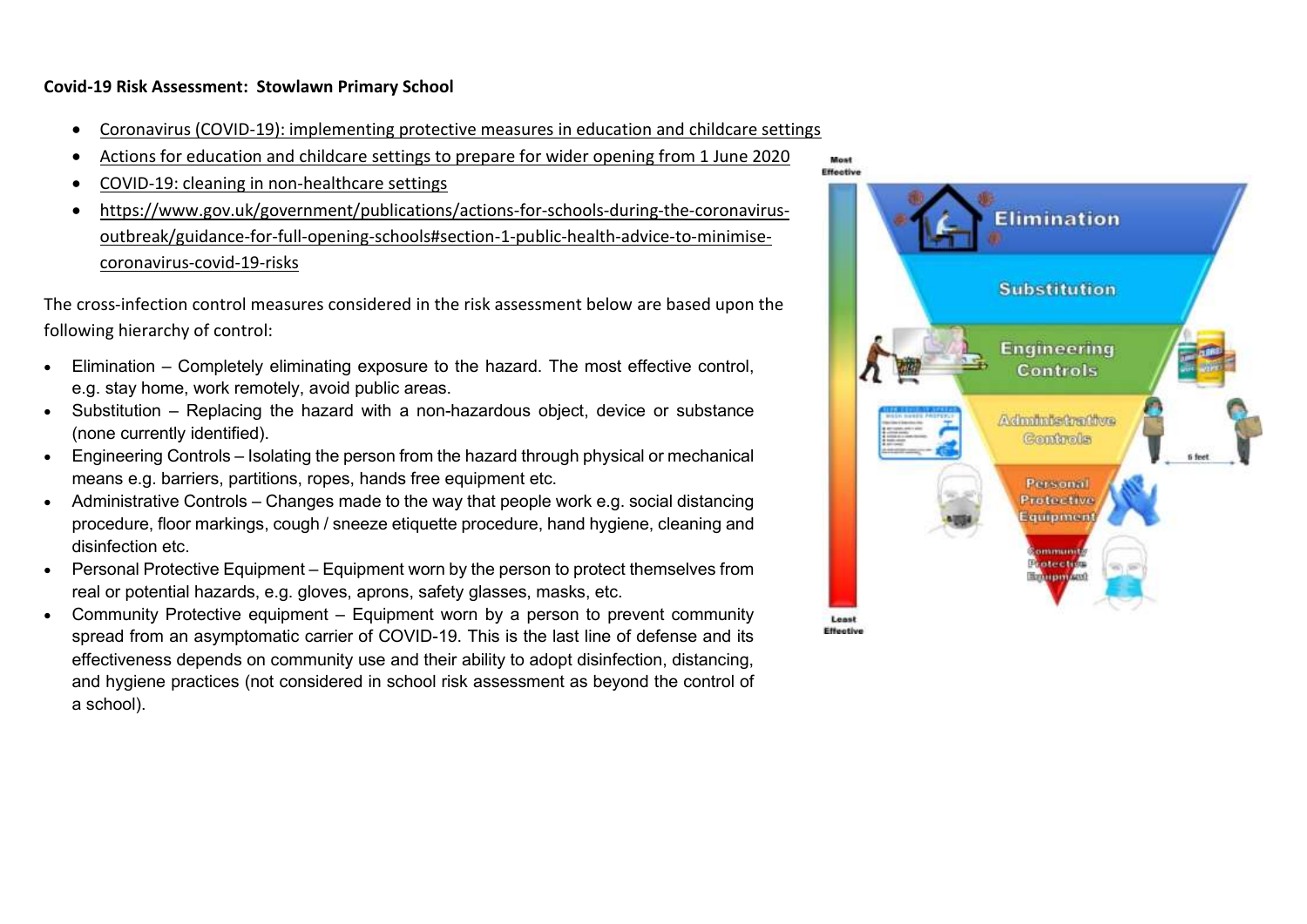**Covid-19 Risk Assessment: Stowlawn Primary School**

- Coronavirus (COVID-19): implementing protective measures in education and childcare settings
- Actions for education and childcare settings to prepare for wider opening from 1 June 2020
- COVID-19: cleaning in non-healthcare settings
- https://www.gov.uk/government/publications/actions-for-schools-during-the-coronavirus-outbreak/guidance-for-full-opening-schools#section-1-public-health-advice-to-minimise-coronavirus-covid-19-risks

The cross-infection control measures considered in the risk assessment below are based upon the following hierarchy of control:

- Elimination – Completely eliminating exposure to the hazard. The most effective control, e.g. stay home, work remotely, avoid public areas.
- Substitution – Replacing the hazard with a non-hazardous object, device or substance (none currently identified).
- Engineering Controls – Isolating the person from the hazard through physical or mechanical means e.g. barriers, partitions, ropes, hands free equipment etc.
- Administrative Controls – Changes made to the way that people work e.g. social distancing procedure, floor markings, cough / sneeze etiquette procedure, hand hygiene, cleaning and disinfection etc.
- Personal Protective Equipment – Equipment worn by the person to protect themselves from real or potential hazards, e.g. gloves, aprons, safety glasses, masks, etc.
- Community Protective equipment – Equipment worn by a person to prevent community spread from an asymptomatic carrier of COVID-19. This is the last line of defense and its effectiveness depends on community use and their ability to adopt disinfection, distancing, and hygiene practices (not considered in school risk assessment as beyond the control of a school).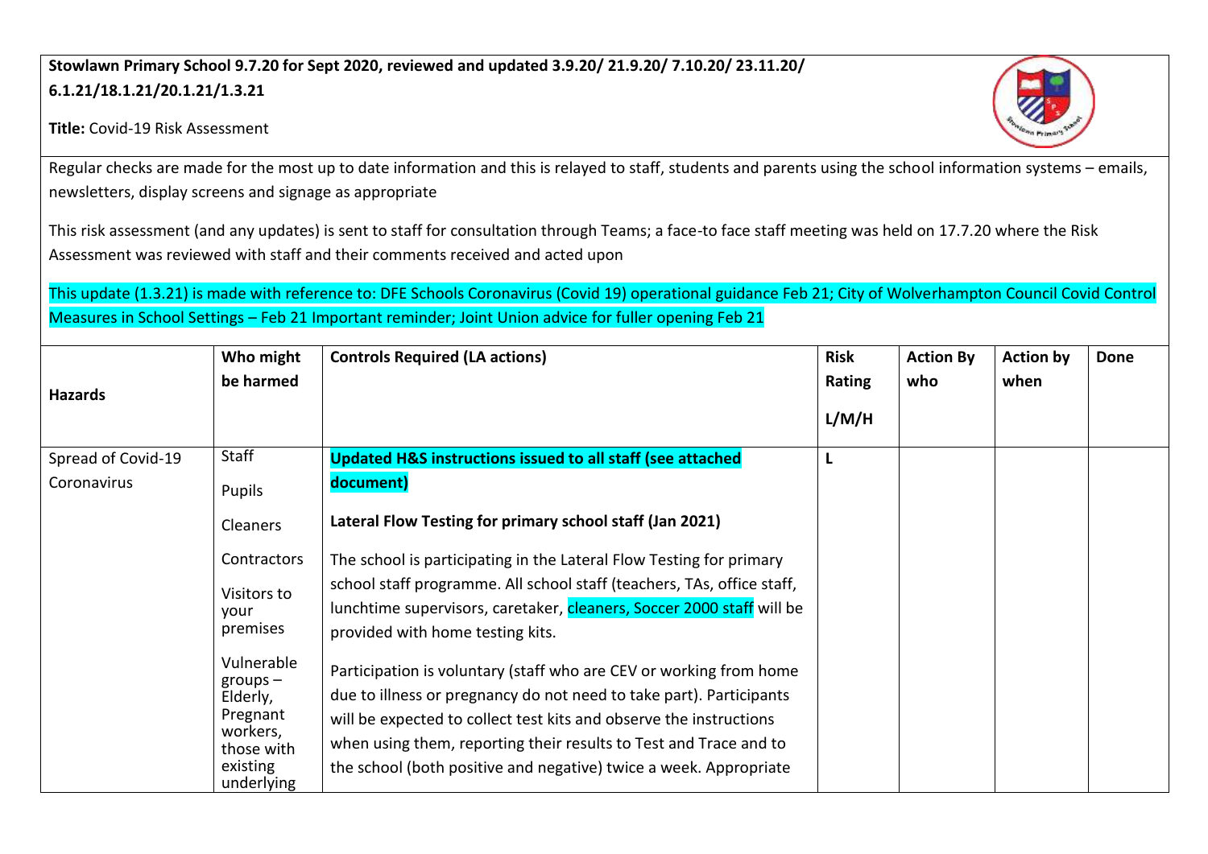**Stowlawn Primary School 9.7.20 for Sept 2020, reviewed and updated 3.9.20/ 21.9.20/ 7.10.20/ 23.11.20/ 6.1.21/18.1.21/20.1.21/1.3.21**

**Title:** Covid-19 Risk Assessment

Regular checks are made for the most up to date information and this is relayed to staff, students and parents using the school information systems – emails, newsletters, display screens and signage as appropriate

This risk assessment (and any updates) is sent to staff for consultation through Teams; a face-to face staff meeting was held on 17.7.20 where the Risk Assessment was reviewed with staff and their comments received and acted upon

This update (1.3.21) is made with reference to: DFE Schools Coronavirus (Covid 19) operational guidance Feb 21; City of Wolverhampton Council Covid Control Measures in School Settings – Feb 21 Important reminder; Joint Union advice for fuller opening Feb 21

| Hazards | Who might be harmed | Controls Required (LA actions) | Risk Rating L/M/H | Action By who | Action by when | Done |
|---|---|---|---|---|---|---|
| Spread of Covid-19 Coronavirus | Staff<br><br>Pupils<br><br>Cleaners<br><br>Contractors<br><br>Visitors to your premises<br><br>Vulnerable groups – Elderly, Pregnant workers, those with existing underlying | **Updated H&S instructions issued to all staff (see attached document)**<br><br>**Lateral Flow Testing for primary school staff (Jan 2021)**<br><br>The school is participating in the Lateral Flow Testing for primary school staff programme. All school staff (teachers, TAs, office staff, lunchtime supervisors, caretaker, cleaners, Soccer 2000 staff will be provided with home testing kits.<br><br>Participation is voluntary (staff who are CEV or working from home due to illness or pregnancy do not need to take part). Participants will be expected to collect test kits and observe the instructions when using them, reporting their results to Test and Trace and to the school (both positive and negative) twice a week. Appropriate | L | | | |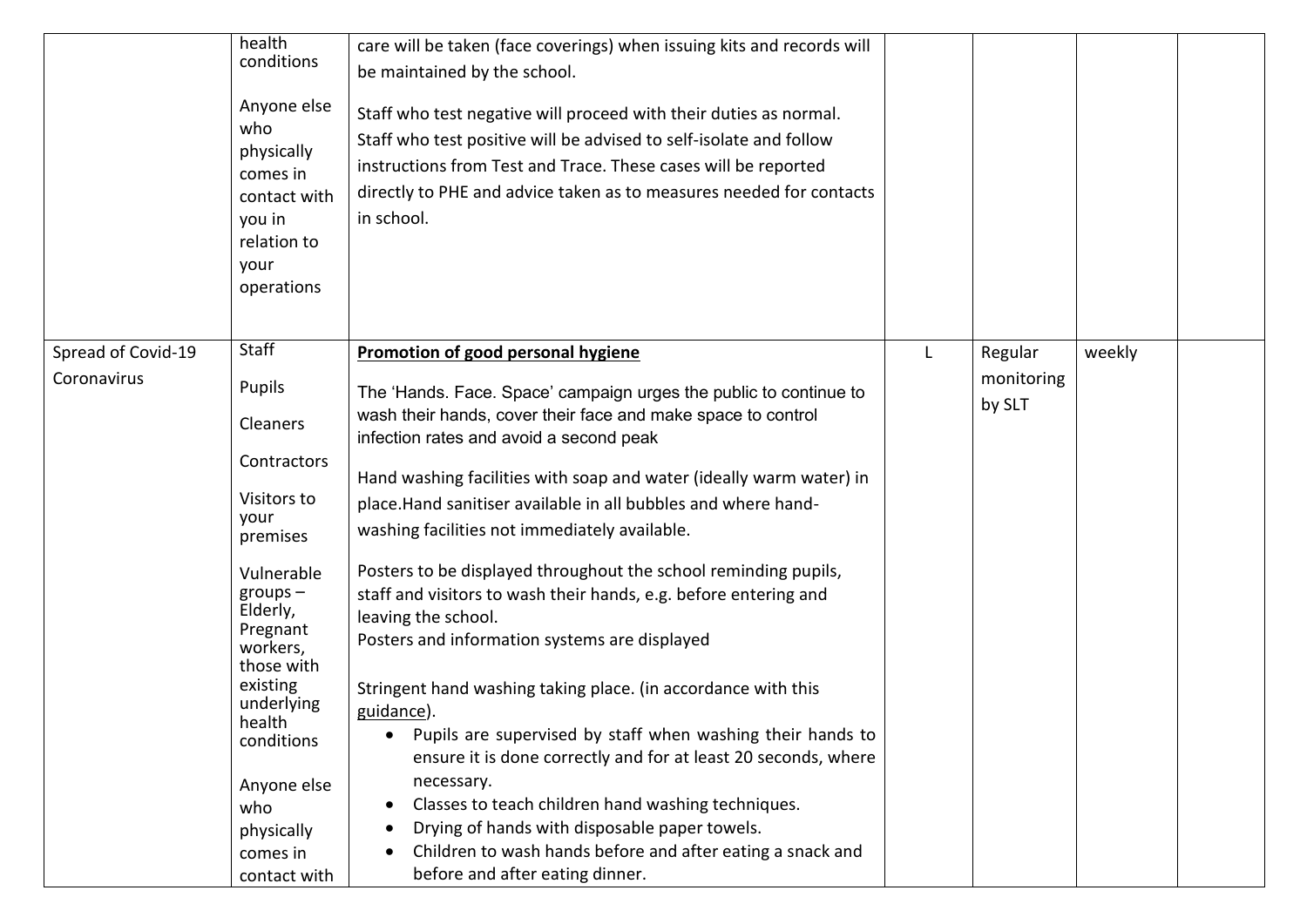| | | | | | | |
|---|---|---|---|---|---|---|
| | health conditions<br><br>Anyone else who physically comes in contact with you in relation to your operations | care will be taken (face coverings) when issuing kits and records will be maintained by the school.<br><br>Staff who test negative will proceed with their duties as normal. Staff who test positive will be advised to self-isolate and follow instructions from Test and Trace. These cases will be reported directly to PHE and advice taken as to measures needed for contacts in school. | | | | |
| Spread of Covid-19 Coronavirus | Staff<br><br>Pupils<br><br>Cleaners<br><br>Contractors<br><br>Visitors to your premises<br><br>Vulnerable groups – Elderly, Pregnant workers, those with existing underlying health conditions<br><br>Anyone else who physically comes in contact with | **Promotion of good personal hygiene**<br><br>The 'Hands. Face. Space' campaign urges the public to continue to wash their hands, cover their face and make space to control infection rates and avoid a second peak<br><br>Hand washing facilities with soap and water (ideally warm water) in place.Hand sanitiser available in all bubbles and where hand-washing facilities not immediately available.<br><br>Posters to be displayed throughout the school reminding pupils, staff and visitors to wash their hands, e.g. before entering and leaving the school.<br>Posters and information systems are displayed<br><br>Stringent hand washing taking place. (in accordance with this guidance).<br>• Pupils are supervised by staff when washing their hands to ensure it is done correctly and for at least 20 seconds, where necessary.<br>• Classes to teach children hand washing techniques.<br>• Drying of hands with disposable paper towels.<br>• Children to wash hands before and after eating a snack and before and after eating dinner. | L | Regular monitoring by SLT | weekly | |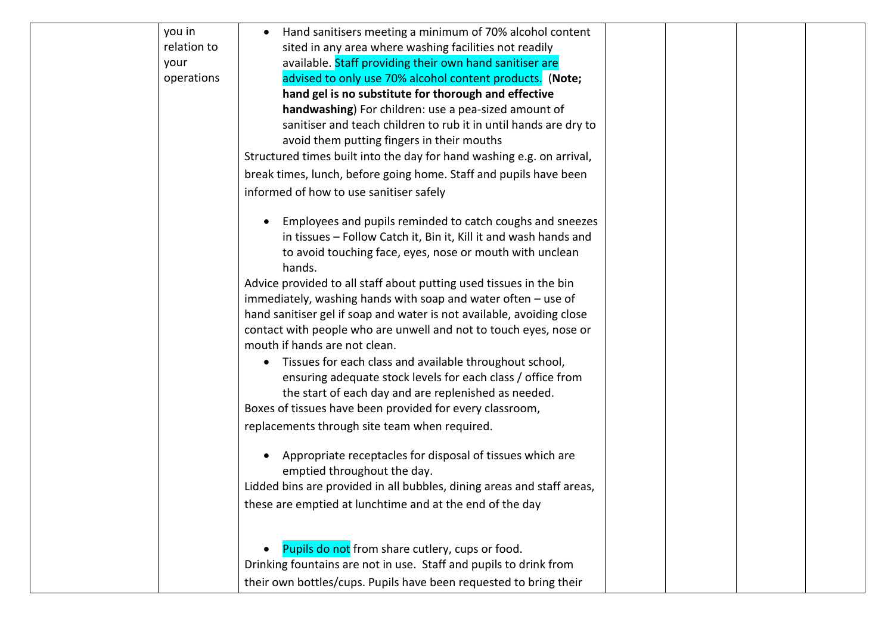| | | | | | | |
|---|---|---|---|---|---|---|
| | you in relation to your operations | • Hand sanitisers meeting a minimum of 70% alcohol content sited in any area where washing facilities not readily available. Staff providing their own hand sanitiser are advised to only use 70% alcohol content products. (**Note; hand gel is no substitute for thorough and effective handwashing**) For children: use a pea-sized amount of sanitiser and teach children to rub it in until hands are dry to avoid them putting fingers in their mouths<br>Structured times built into the day for hand washing e.g. on arrival, break times, lunch, before going home. Staff and pupils have been informed of how to use sanitiser safely<br><br>• Employees and pupils reminded to catch coughs and sneezes in tissues – Follow Catch it, Bin it, Kill it and wash hands and to avoid touching face, eyes, nose or mouth with unclean hands.<br>Advice provided to all staff about putting used tissues in the bin immediately, washing hands with soap and water often – use of hand sanitiser gel if soap and water is not available, avoiding close contact with people who are unwell and not to touch eyes, nose or mouth if hands are not clean.<br>• Tissues for each class and available throughout school, ensuring adequate stock levels for each class / office from the start of each day and are replenished as needed.<br>Boxes of tissues have been provided for every classroom, replacements through site team when required.<br><br>• Appropriate receptacles for disposal of tissues which are emptied throughout the day.<br>Lidded bins are provided in all bubbles, dining areas and staff areas, these are emptied at lunchtime and at the end of the day<br><br>• Pupils do not from share cutlery, cups or food.<br>Drinking fountains are not in use. Staff and pupils to drink from their own bottles/cups. Pupils have been requested to bring their | | | | |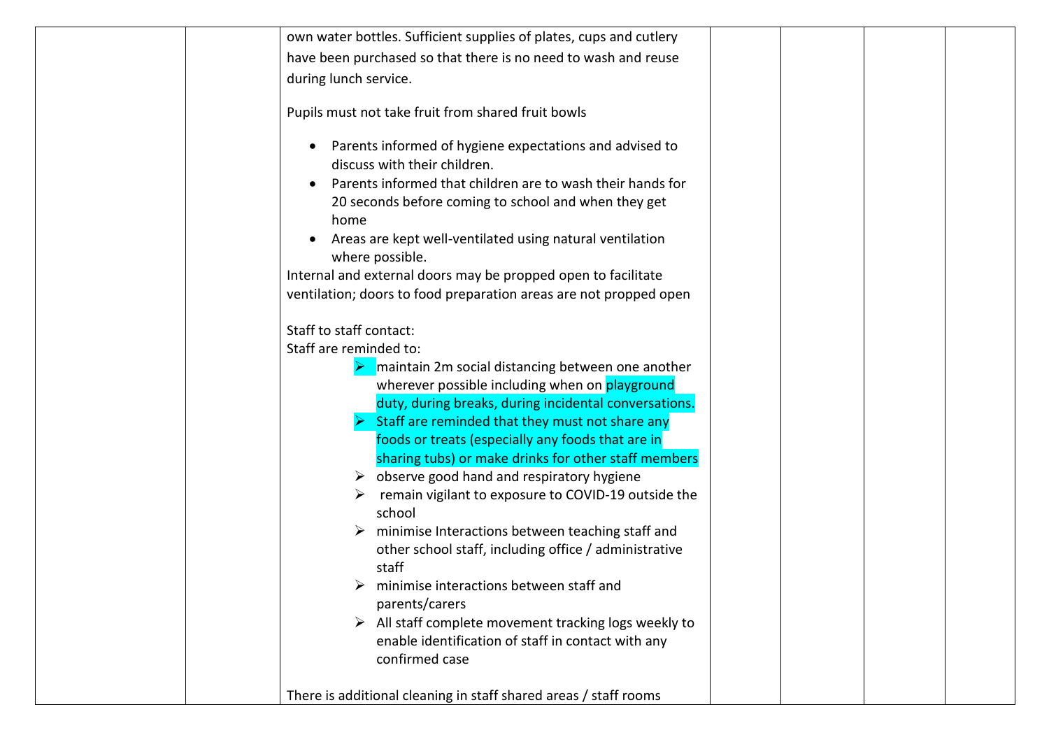| | | | | | | |
|---|---|---|---|---|---|---|
| | | own water bottles. Sufficient supplies of plates, cups and cutlery have been purchased so that there is no need to wash and reuse during lunch service.<br><br>Pupils must not take fruit from shared fruit bowls<br><br>• Parents informed of hygiene expectations and advised to discuss with their children.<br>• Parents informed that children are to wash their hands for 20 seconds before coming to school and when they get home<br>• Areas are kept well-ventilated using natural ventilation where possible.<br>Internal and external doors may be propped open to facilitate ventilation; doors to food preparation areas are not propped open<br><br>Staff to staff contact:<br>Staff are reminded to:<br>➢ maintain 2m social distancing between one another wherever possible including when on playground duty, during breaks, during incidental conversations.<br>➢ Staff are reminded that they must not share any foods or treats (especially any foods that are in sharing tubs) or make drinks for other staff members<br>➢ observe good hand and respiratory hygiene<br>➢ remain vigilant to exposure to COVID-19 outside the school<br>➢ minimise Interactions between teaching staff and other school staff, including office / administrative staff<br>➢ minimise interactions between staff and parents/carers<br>➢ All staff complete movement tracking logs weekly to enable identification of staff in contact with any confirmed case<br><br>There is additional cleaning in staff shared areas / staff rooms | | | | |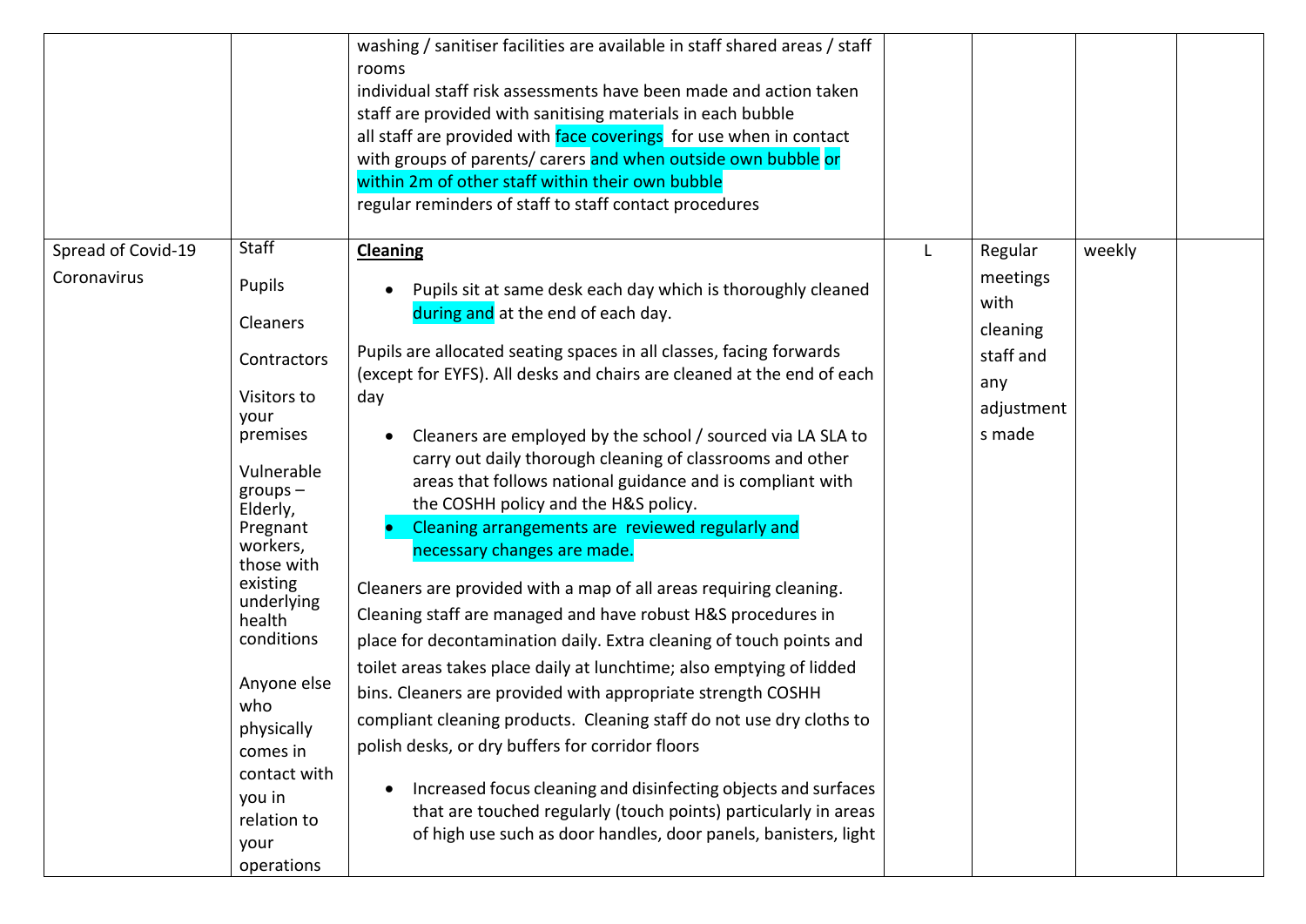| | | | | | | |
|---|---|---|---|---|---|---|
| | | washing / sanitiser facilities are available in staff shared areas / staff rooms<br>individual staff risk assessments have been made and action taken<br>staff are provided with sanitising materials in each bubble<br>all staff are provided with face coverings for use when in contact with groups of parents/ carers and when outside own bubble or within 2m of other staff within their own bubble<br>regular reminders of staff to staff contact procedures | | | | |
| Spread of Covid-19 Coronavirus | Staff<br><br>Pupils<br><br>Cleaners<br><br>Contractors<br><br>Visitors to your premises<br><br>Vulnerable groups – Elderly, Pregnant workers, those with existing underlying health conditions<br><br>Anyone else who physically comes in contact with you in relation to your operations | **Cleaning**<br><br>• Pupils sit at same desk each day which is thoroughly cleaned during and at the end of each day.<br><br>Pupils are allocated seating spaces in all classes, facing forwards (except for EYFS). All desks and chairs are cleaned at the end of each day<br><br>• Cleaners are employed by the school / sourced via LA SLA to carry out daily thorough cleaning of classrooms and other areas that follows national guidance and is compliant with the COSHH policy and the H&S policy.<br>• Cleaning arrangements are reviewed regularly and necessary changes are made.<br><br>Cleaners are provided with a map of all areas requiring cleaning. Cleaning staff are managed and have robust H&S procedures in place for decontamination daily. Extra cleaning of touch points and toilet areas takes place daily at lunchtime; also emptying of lidded bins. Cleaners are provided with appropriate strength COSHH compliant cleaning products. Cleaning staff do not use dry cloths to polish desks, or dry buffers for corridor floors<br><br>• Increased focus cleaning and disinfecting objects and surfaces that are touched regularly (touch points) particularly in areas of high use such as door handles, door panels, banisters, light | L | Regular meetings with cleaning staff and any adjustments made | weekly | |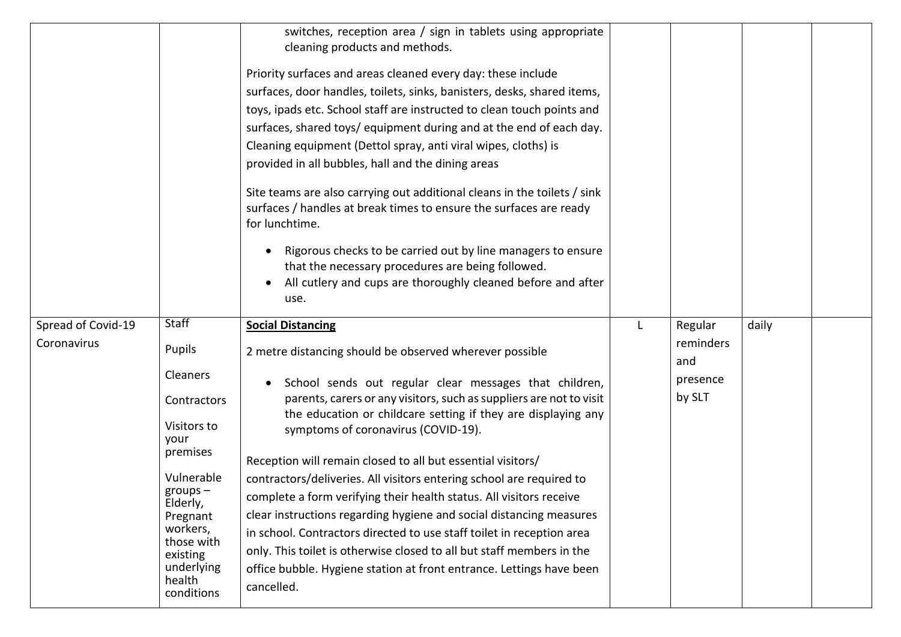| | | | | | | |
|---|---|---|---|---|---|---|
| | | switches, reception area / sign in tablets using appropriate cleaning products and methods.<br><br>Priority surfaces and areas cleaned every day: these include surfaces, door handles, toilets, sinks, banisters, desks, shared items, toys, ipads etc. School staff are instructed to clean touch points and surfaces, shared toys/ equipment during and at the end of each day. Cleaning equipment (Dettol spray, anti viral wipes, cloths) is provided in all bubbles, hall and the dining areas<br><br>Site teams are also carrying out additional cleans in the toilets / sink surfaces / handles at break times to ensure the surfaces are ready for lunchtime.<br><br>• Rigorous checks to be carried out by line managers to ensure that the necessary procedures are being followed.<br>• All cutlery and cups are thoroughly cleaned before and after use. | | | | |
| Spread of Covid-19 Coronavirus | Staff<br><br>Pupils<br><br>Cleaners<br><br>Contractors<br><br>Visitors to your premises<br><br>Vulnerable groups – Elderly, Pregnant workers, those with existing underlying health conditions | **Social Distancing**<br><br>2 metre distancing should be observed wherever possible<br><br>• School sends out regular clear messages that children, parents, carers or any visitors, such as suppliers are not to visit the education or childcare setting if they are displaying any symptoms of coronavirus (COVID-19).<br><br>Reception will remain closed to all but essential visitors/ contractors/deliveries. All visitors entering school are required to complete a form verifying their health status. All visitors receive clear instructions regarding hygiene and social distancing measures in school. Contractors directed to use staff toilet in reception area only. This toilet is otherwise closed to all but staff members in the office bubble. Hygiene station at front entrance. Lettings have been cancelled. | L | Regular reminders and presence by SLT | daily | |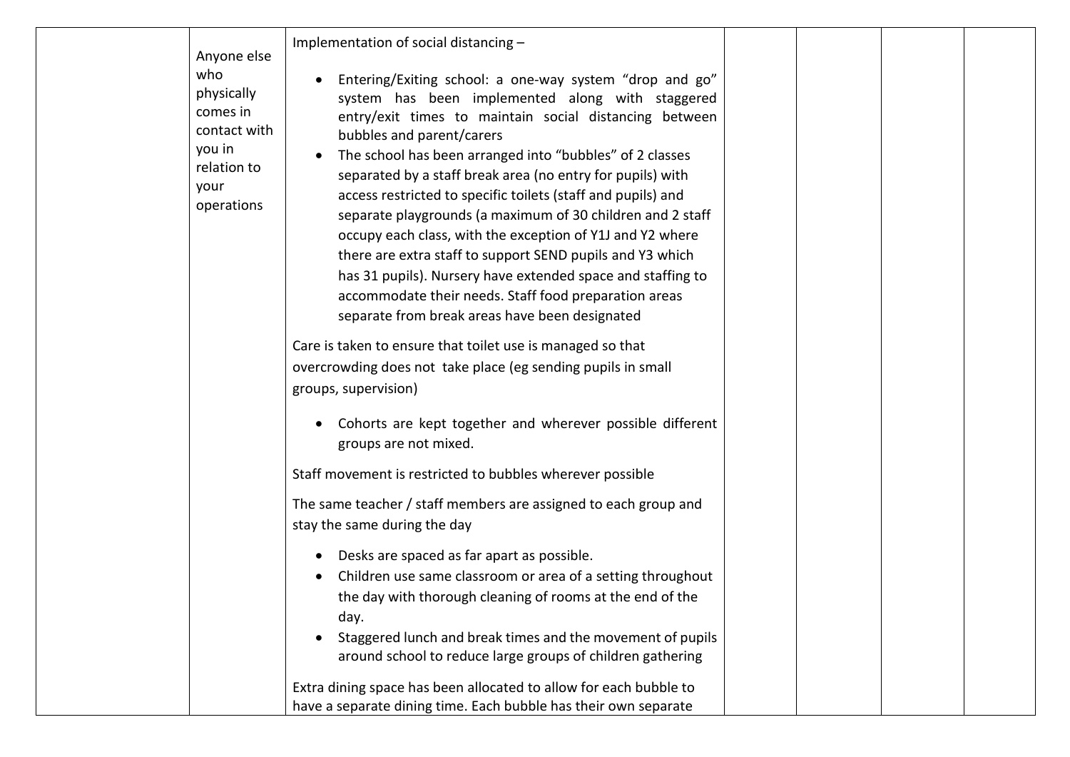| | | | | | | |
|---|---|---|---|---|---|---|
| | Anyone else who physically comes in contact with you in relation to your operations | Implementation of social distancing – <br><br>• Entering/Exiting school: a one-way system "drop and go" system has been implemented along with staggered entry/exit times to maintain social distancing between bubbles and parent/carers<br>• The school has been arranged into "bubbles" of 2 classes separated by a staff break area (no entry for pupils) with access restricted to specific toilets (staff and pupils) and separate playgrounds (a maximum of 30 children and 2 staff occupy each class, with the exception of Y1J and Y2 where there are extra staff to support SEND pupils and Y3 which has 31 pupils). Nursery have extended space and staffing to accommodate their needs. Staff food preparation areas separate from break areas have been designated<br><br>Care is taken to ensure that toilet use is managed so that overcrowding does not take place (eg sending pupils in small groups, supervision)<br><br>• Cohorts are kept together and wherever possible different groups are not mixed.<br><br>Staff movement is restricted to bubbles wherever possible<br><br>The same teacher / staff members are assigned to each group and stay the same during the day<br><br>• Desks are spaced as far apart as possible.<br>• Children use same classroom or area of a setting throughout the day with thorough cleaning of rooms at the end of the day.<br>• Staggered lunch and break times and the movement of pupils around school to reduce large groups of children gathering<br><br>Extra dining space has been allocated to allow for each bubble to have a separate dining time. Each bubble has their own separate | | | | |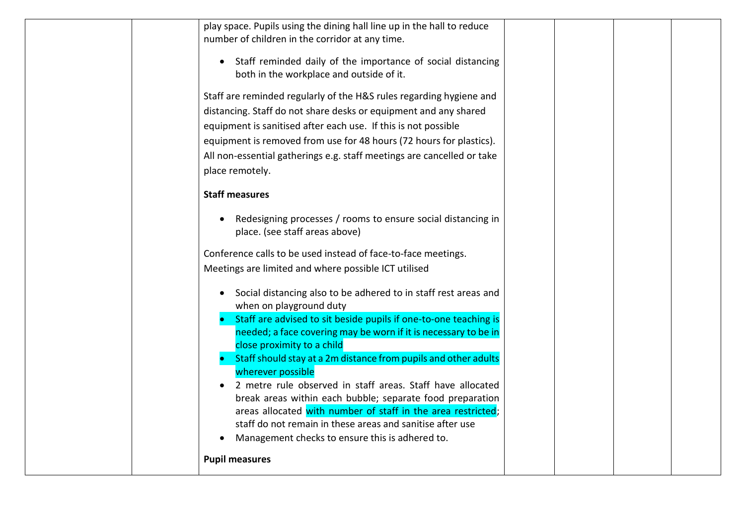| | | | | | | |
|---|---|---|---|---|---|---|
| | | play space. Pupils using the dining hall line up in the hall to reduce number of children in the corridor at any time.<br><br>• Staff reminded daily of the importance of social distancing both in the workplace and outside of it.<br><br>Staff are reminded regularly of the H&S rules regarding hygiene and distancing. Staff do not share desks or equipment and any shared equipment is sanitised after each use. If this is not possible equipment is removed from use for 48 hours (72 hours for plastics). All non-essential gatherings e.g. staff meetings are cancelled or take place remotely.<br><br>**Staff measures**<br><br>• Redesigning processes / rooms to ensure social distancing in place. (see staff areas above)<br><br>Conference calls to be used instead of face-to-face meetings. Meetings are limited and where possible ICT utilised<br><br>• Social distancing also to be adhered to in staff rest areas and when on playground duty<br>• Staff are advised to sit beside pupils if one-to-one teaching is needed; a face covering may be worn if it is necessary to be in close proximity to a child<br>• Staff should stay at a 2m distance from pupils and other adults wherever possible<br>• 2 metre rule observed in staff areas. Staff have allocated break areas within each bubble; separate food preparation areas allocated with number of staff in the area restricted; staff do not remain in these areas and sanitise after use<br>• Management checks to ensure this is adhered to.<br><br>**Pupil measures** | | | | |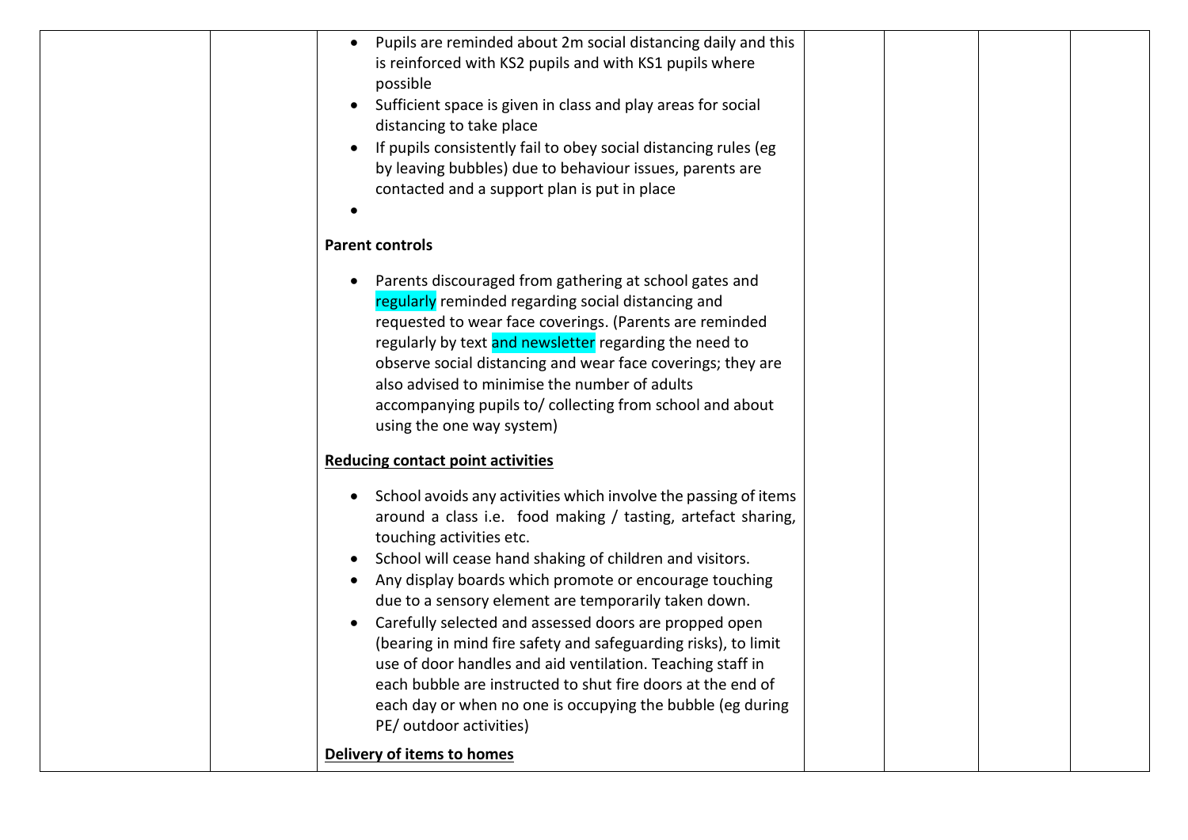| | | | | | | |
|---|---|---|---|---|---|---|
| | | • Pupils are reminded about 2m social distancing daily and this is reinforced with KS2 pupils and with KS1 pupils where possible<br>• Sufficient space is given in class and play areas for social distancing to take place<br>• If pupils consistently fail to obey social distancing rules (eg by leaving bubbles) due to behaviour issues, parents are contacted and a support plan is put in place<br>•<br><br>**Parent controls**<br><br>• Parents discouraged from gathering at school gates and regularly reminded regarding social distancing and requested to wear face coverings. (Parents are reminded regularly by text and newsletter regarding the need to observe social distancing and wear face coverings; they are also advised to minimise the number of adults accompanying pupils to/ collecting from school and about using the one way system)<br><br>**Reducing contact point activities**<br><br>• School avoids any activities which involve the passing of items around a class i.e. food making / tasting, artefact sharing, touching activities etc.<br>• School will cease hand shaking of children and visitors.<br>• Any display boards which promote or encourage touching due to a sensory element are temporarily taken down.<br>• Carefully selected and assessed doors are propped open (bearing in mind fire safety and safeguarding risks), to limit use of door handles and aid ventilation. Teaching staff in each bubble are instructed to shut fire doors at the end of each day or when no one is occupying the bubble (eg during PE/ outdoor activities)<br><br>**Delivery of items to homes** | | | | |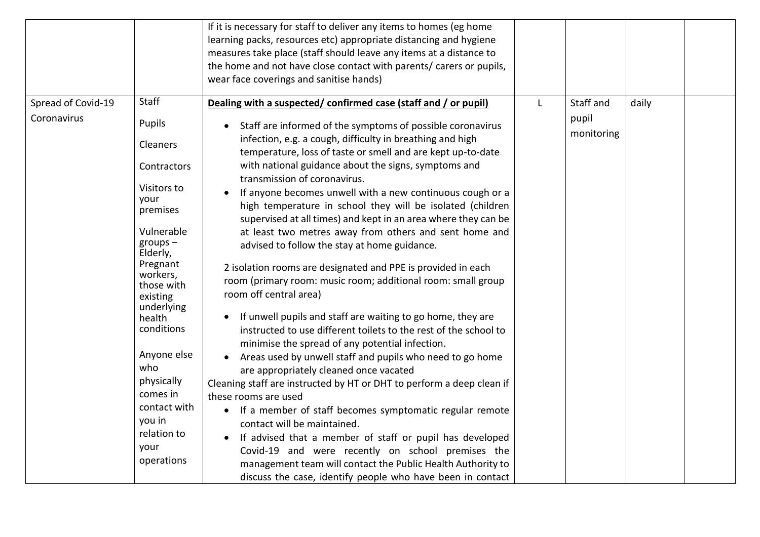| | | | | | | |
|---|---|---|---|---|---|---|
| | | If it is necessary for staff to deliver any items to homes (eg home learning packs, resources etc) appropriate distancing and hygiene measures take place (staff should leave any items at a distance to the home and not have close contact with parents/ carers or pupils, wear face coverings and sanitise hands) | | | | |
| Spread of Covid-19 Coronavirus | Staff<br><br>Pupils<br><br>Cleaners<br><br>Contractors<br><br>Visitors to your premises<br><br>Vulnerable groups – Elderly, Pregnant workers, those with existing underlying health conditions<br><br>Anyone else who physically comes in contact with you in relation to your operations | **<u>Dealing with a suspected/ confirmed case (staff and / or pupil)</u>**<br><br>• Staff are informed of the symptoms of possible coronavirus infection, e.g. a cough, difficulty in breathing and high temperature, loss of taste or smell and are kept up-to-date with national guidance about the signs, symptoms and transmission of coronavirus.<br>• If anyone becomes unwell with a new continuous cough or a high temperature in school they will be isolated (children supervised at all times) and kept in an area where they can be at least two metres away from others and sent home and advised to follow the stay at home guidance.<br><br>2 isolation rooms are designated and PPE is provided in each room (primary room: music room; additional room: small group room off central area)<br><br>• If unwell pupils and staff are waiting to go home, they are instructed to use different toilets to the rest of the school to minimise the spread of any potential infection.<br>• Areas used by unwell staff and pupils who need to go home are appropriately cleaned once vacated<br><br>Cleaning staff are instructed by HT or DHT to perform a deep clean if these rooms are used<br><br>• If a member of staff becomes symptomatic regular remote contact will be maintained.<br>• If advised that a member of staff or pupil has developed Covid-19 and were recently on school premises the management team will contact the Public Health Authority to discuss the case, identify people who have been in contact | L | Staff and pupil monitoring | daily | |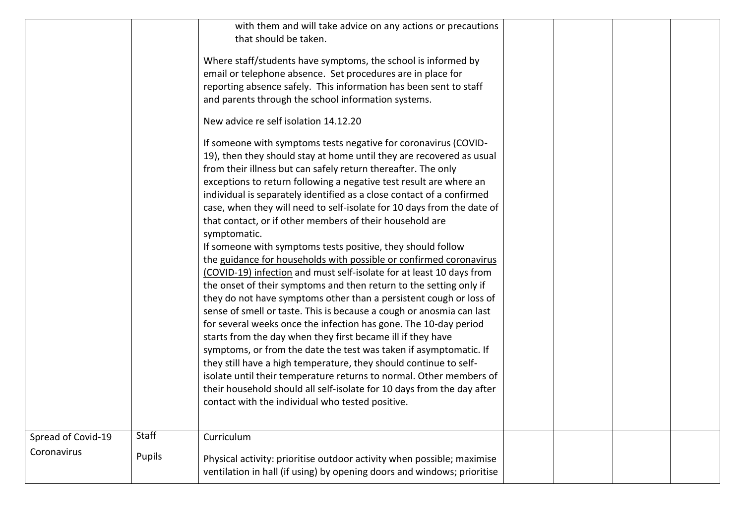| | | | | | | |
|---|---|---|---|---|---|---|
| | | with them and will take advice on any actions or precautions that should be taken.<br><br>Where staff/students have symptoms, the school is informed by email or telephone absence. Set procedures are in place for reporting absence safely. This information has been sent to staff and parents through the school information systems.<br><br>New advice re self isolation 14.12.20<br><br>If someone with symptoms tests negative for coronavirus (COVID-19), then they should stay at home until they are recovered as usual from their illness but can safely return thereafter. The only exceptions to return following a negative test result are where an individual is separately identified as a close contact of a confirmed case, when they will need to self-isolate for 10 days from the date of that contact, or if other members of their household are symptomatic.<br>If someone with symptoms tests positive, they should follow the guidance for households with possible or confirmed coronavirus (COVID-19) infection and must self-isolate for at least 10 days from the onset of their symptoms and then return to the setting only if they do not have symptoms other than a persistent cough or loss of sense of smell or taste. This is because a cough or anosmia can last for several weeks once the infection has gone. The 10-day period starts from the day when they first became ill if they have symptoms, or from the date the test was taken if asymptomatic. If they still have a high temperature, they should continue to self-isolate until their temperature returns to normal. Other members of their household should all self-isolate for 10 days from the day after contact with the individual who tested positive. | | | | |
| Spread of Covid-19 Coronavirus | Staff<br><br>Pupils | Curriculum<br><br>Physical activity: prioritise outdoor activity when possible; maximise ventilation in hall (if using) by opening doors and windows; prioritise | | | | |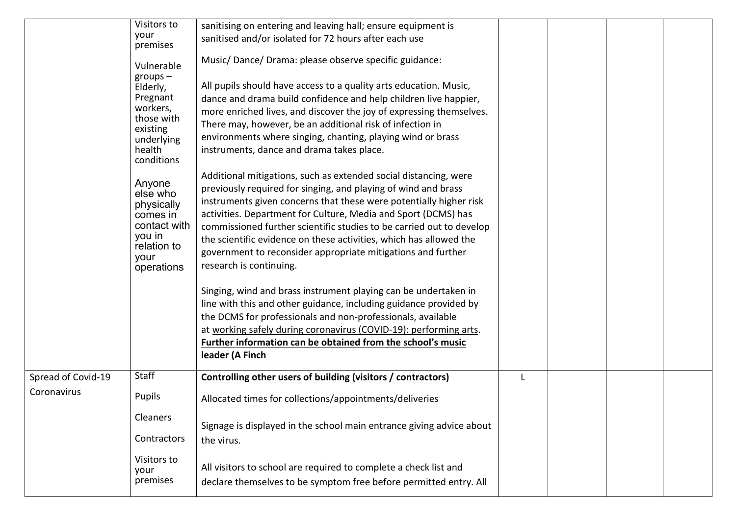| | | | | | | |
|---|---|---|---|---|---|---|
| | Visitors to your premises<br><br>Vulnerable groups – Elderly, Pregnant workers, those with existing underlying health conditions<br><br>Anyone else who physically comes in contact with you in relation to your operations | sanitising on entering and leaving hall; ensure equipment is sanitised and/or isolated for 72 hours after each use<br><br>Music/ Dance/ Drama: please observe specific guidance:<br><br>All pupils should have access to a quality arts education. Music, dance and drama build confidence and help children live happier, more enriched lives, and discover the joy of expressing themselves. There may, however, be an additional risk of infection in environments where singing, chanting, playing wind or brass instruments, dance and drama takes place.<br><br>Additional mitigations, such as extended social distancing, were previously required for singing, and playing of wind and brass instruments given concerns that these were potentially higher risk activities. Department for Culture, Media and Sport (DCMS) has commissioned further scientific studies to be carried out to develop the scientific evidence on these activities, which has allowed the government to reconsider appropriate mitigations and further research is continuing.<br><br>Singing, wind and brass instrument playing can be undertaken in line with this and other guidance, including guidance provided by the DCMS for professionals and non-professionals, available at working safely during coronavirus (COVID-19): performing arts. **Further information can be obtained from the school's music leader (A Finch** | | | | |
| Spread of Covid-19 Coronavirus | Staff<br><br>Pupils<br><br>Cleaners<br><br>Contractors<br><br>Visitors to your premises | **Controlling other users of building (visitors / contractors)**<br><br>Allocated times for collections/appointments/deliveries<br><br>Signage is displayed in the school main entrance giving advice about the virus.<br><br>All visitors to school are required to complete a check list and declare themselves to be symptom free before permitted entry. All | L | | | |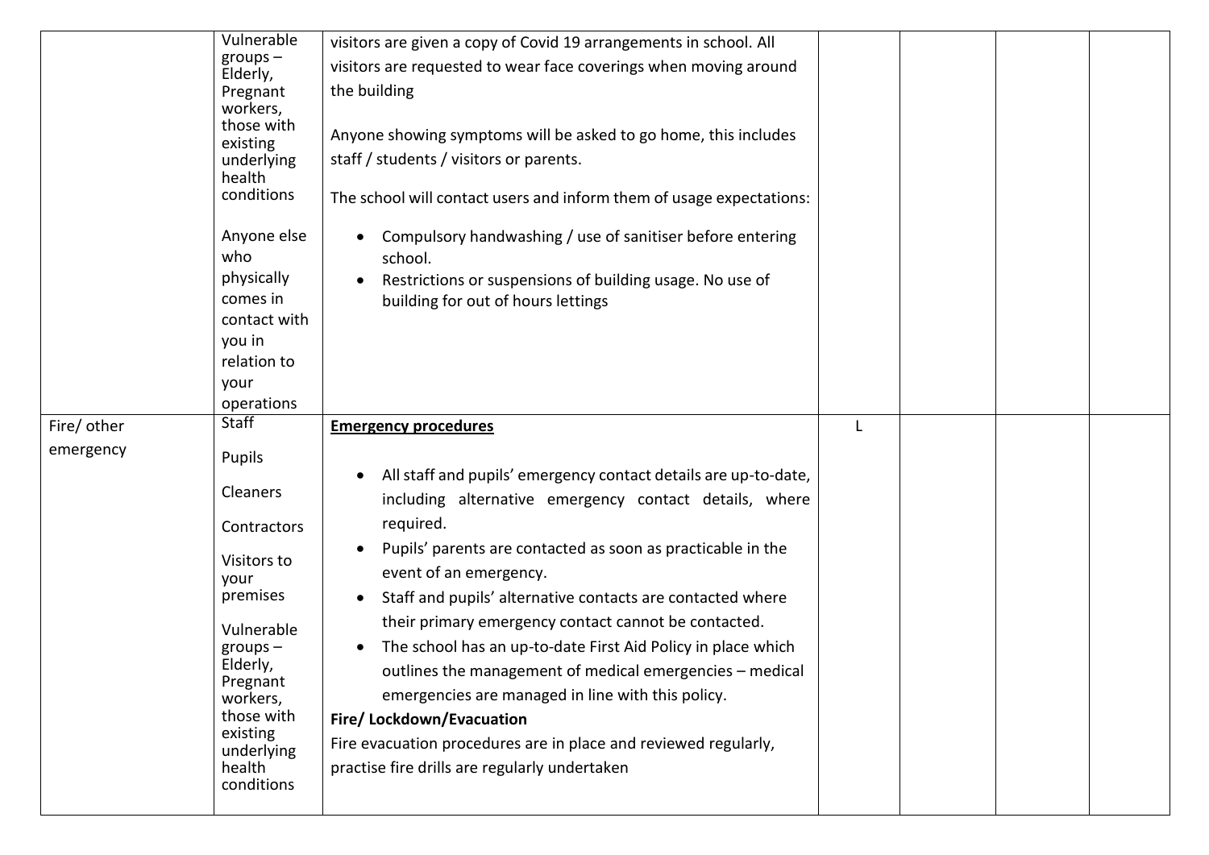| | | | | | | |
|---|---|---|---|---|---|---|
| | Vulnerable groups – Elderly, Pregnant workers, those with existing underlying health conditions<br><br>Anyone else who physically comes in contact with you in relation to your operations | visitors are given a copy of Covid 19 arrangements in school. All visitors are requested to wear face coverings when moving around the building<br><br>Anyone showing symptoms will be asked to go home, this includes staff / students / visitors or parents.<br><br>The school will contact users and inform them of usage expectations:<br><br>• Compulsory handwashing / use of sanitiser before entering school.<br>• Restrictions or suspensions of building usage. No use of building for out of hours lettings | | | | |
| Fire/ other emergency | Staff<br><br>Pupils<br><br>Cleaners<br><br>Contractors<br><br>Visitors to your premises<br><br>Vulnerable groups – Elderly, Pregnant workers, those with existing underlying health conditions | **Emergency procedures**<br><br>• All staff and pupils' emergency contact details are up-to-date, including alternative emergency contact details, where required.<br>• Pupils' parents are contacted as soon as practicable in the event of an emergency.<br>• Staff and pupils' alternative contacts are contacted where their primary emergency contact cannot be contacted.<br>• The school has an up-to-date First Aid Policy in place which outlines the management of medical emergencies – medical emergencies are managed in line with this policy.<br><br>**Fire/ Lockdown/Evacuation**<br>Fire evacuation procedures are in place and reviewed regularly, practise fire drills are regularly undertaken | L | | | |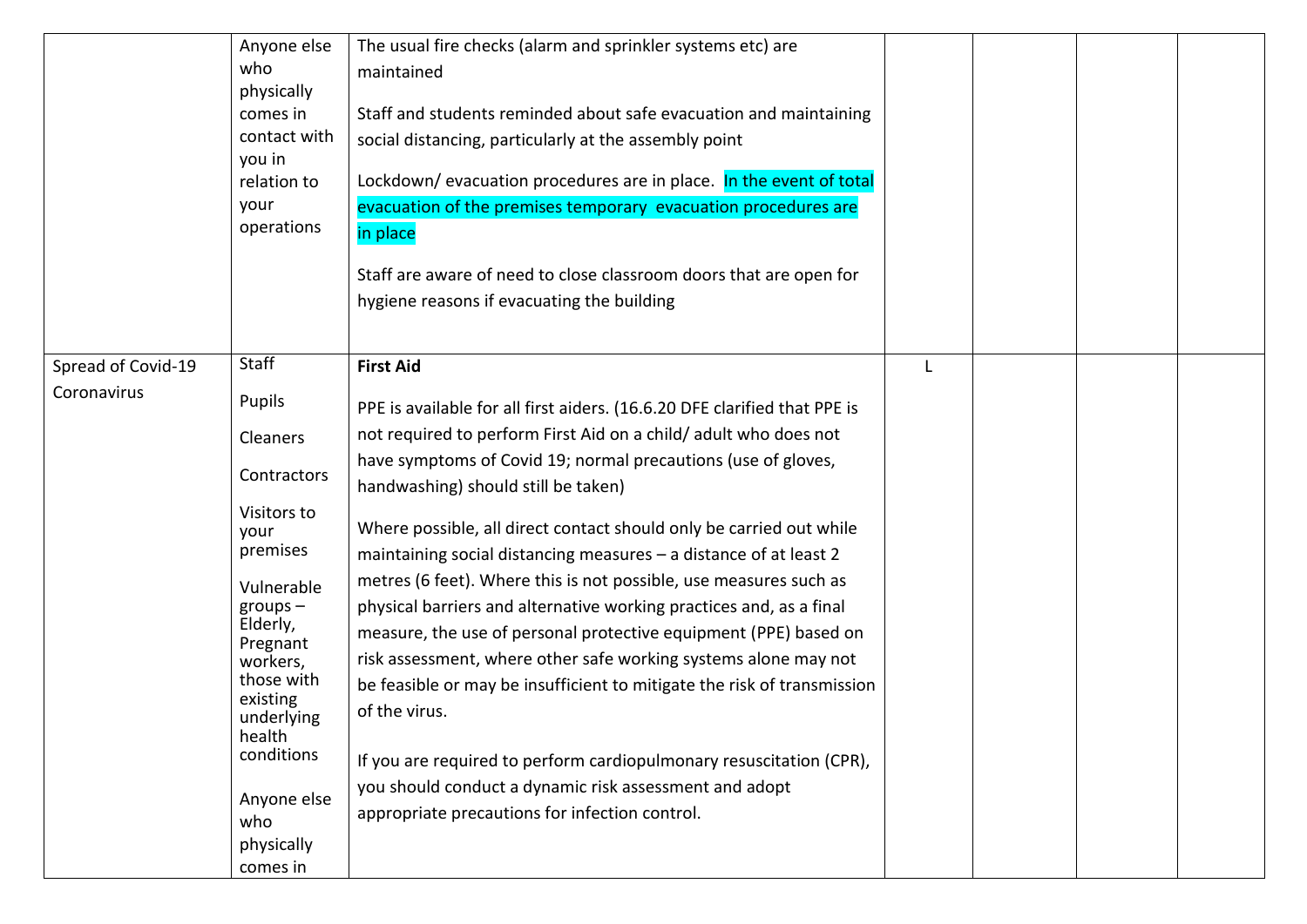| | | | | | | |
|---|---|---|---|---|---|---|
| | Anyone else who physically comes in contact with you in relation to your operations | The usual fire checks (alarm and sprinkler systems etc) are maintained<br><br>Staff and students reminded about safe evacuation and maintaining social distancing, particularly at the assembly point<br><br>Lockdown/ evacuation procedures are in place. In the event of total evacuation of the premises temporary evacuation procedures are in place<br><br>Staff are aware of need to close classroom doors that are open for hygiene reasons if evacuating the building | | | | |
| Spread of Covid-19 Coronavirus | Staff<br><br>Pupils<br><br>Cleaners<br><br>Contractors<br><br>Visitors to your premises<br><br>Vulnerable groups – Elderly, Pregnant workers, those with existing underlying health conditions<br><br>Anyone else who physically comes in | **First Aid**<br><br>PPE is available for all first aiders. (16.6.20 DFE clarified that PPE is not required to perform First Aid on a child/ adult who does not have symptoms of Covid 19; normal precautions (use of gloves, handwashing) should still be taken)<br><br>Where possible, all direct contact should only be carried out while maintaining social distancing measures – a distance of at least 2 metres (6 feet). Where this is not possible, use measures such as physical barriers and alternative working practices and, as a final measure, the use of personal protective equipment (PPE) based on risk assessment, where other safe working systems alone may not be feasible or may be insufficient to mitigate the risk of transmission of the virus.<br><br>If you are required to perform cardiopulmonary resuscitation (CPR), you should conduct a dynamic risk assessment and adopt appropriate precautions for infection control. | L | | | |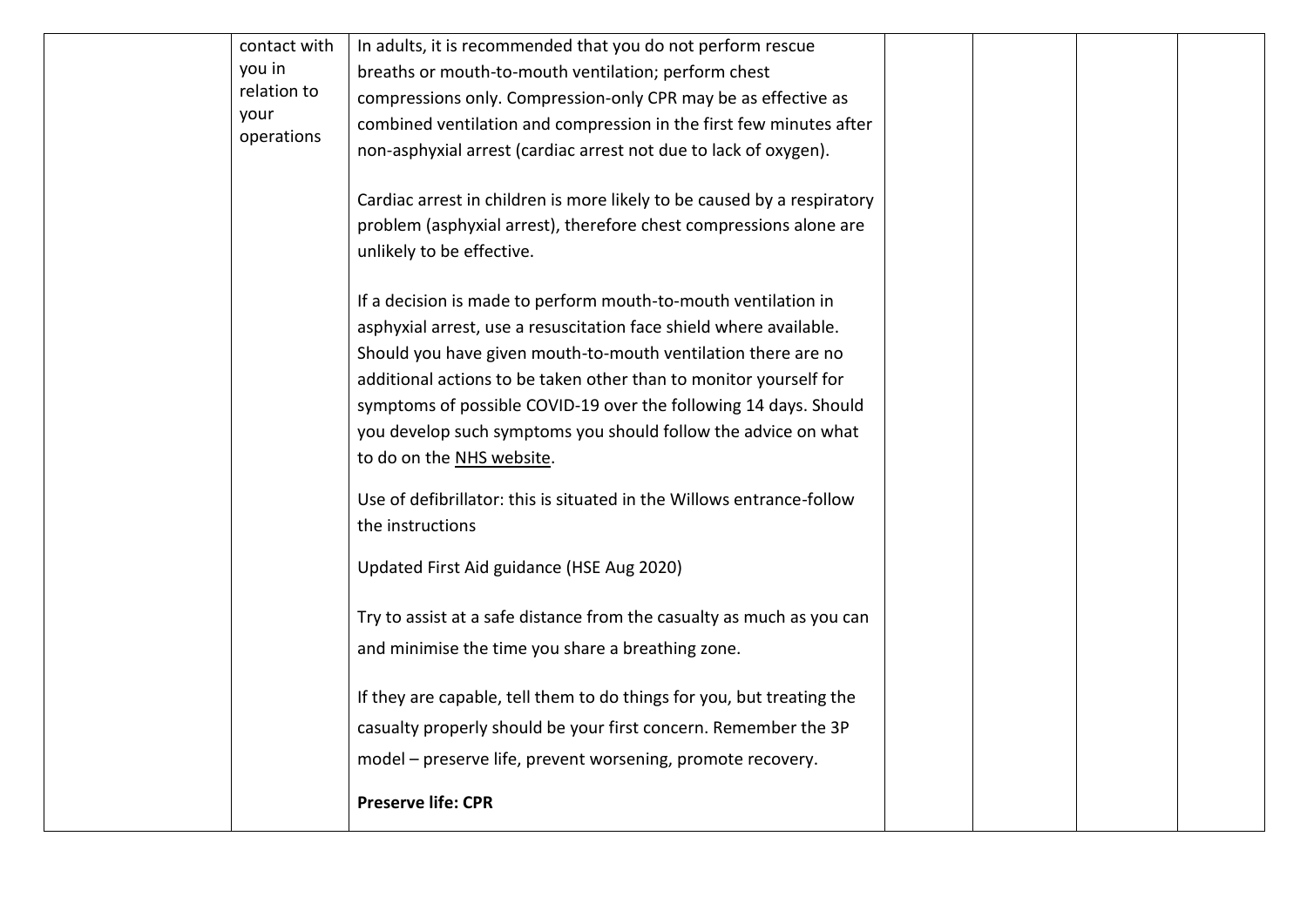|  | contact with you in relation to your operations | In adults, it is recommended that you do not perform rescue breaths or mouth-to-mouth ventilation; perform chest compressions only. Compression-only CPR may be as effective as combined ventilation and compression in the first few minutes after non-asphyxial arrest (cardiac arrest not due to lack of oxygen).<br><br>Cardiac arrest in children is more likely to be caused by a respiratory problem (asphyxial arrest), therefore chest compressions alone are unlikely to be effective.<br><br>If a decision is made to perform mouth-to-mouth ventilation in asphyxial arrest, use a resuscitation face shield where available. Should you have given mouth-to-mouth ventilation there are no additional actions to be taken other than to monitor yourself for symptoms of possible COVID-19 over the following 14 days. Should you develop such symptoms you should follow the advice on what to do on the NHS website.<br><br>Use of defibrillator: this is situated in the Willows entrance-follow the instructions<br><br>Updated First Aid guidance (HSE Aug 2020)<br><br>Try to assist at a safe distance from the casualty as much as you can and minimise the time you share a breathing zone.<br><br>If they are capable, tell them to do things for you, but treating the casualty properly should be your first concern. Remember the 3P model – preserve life, prevent worsening, promote recovery.<br><br>**Preserve life: CPR** |  |  |  |  |
|---|---|---|---|---|---|---|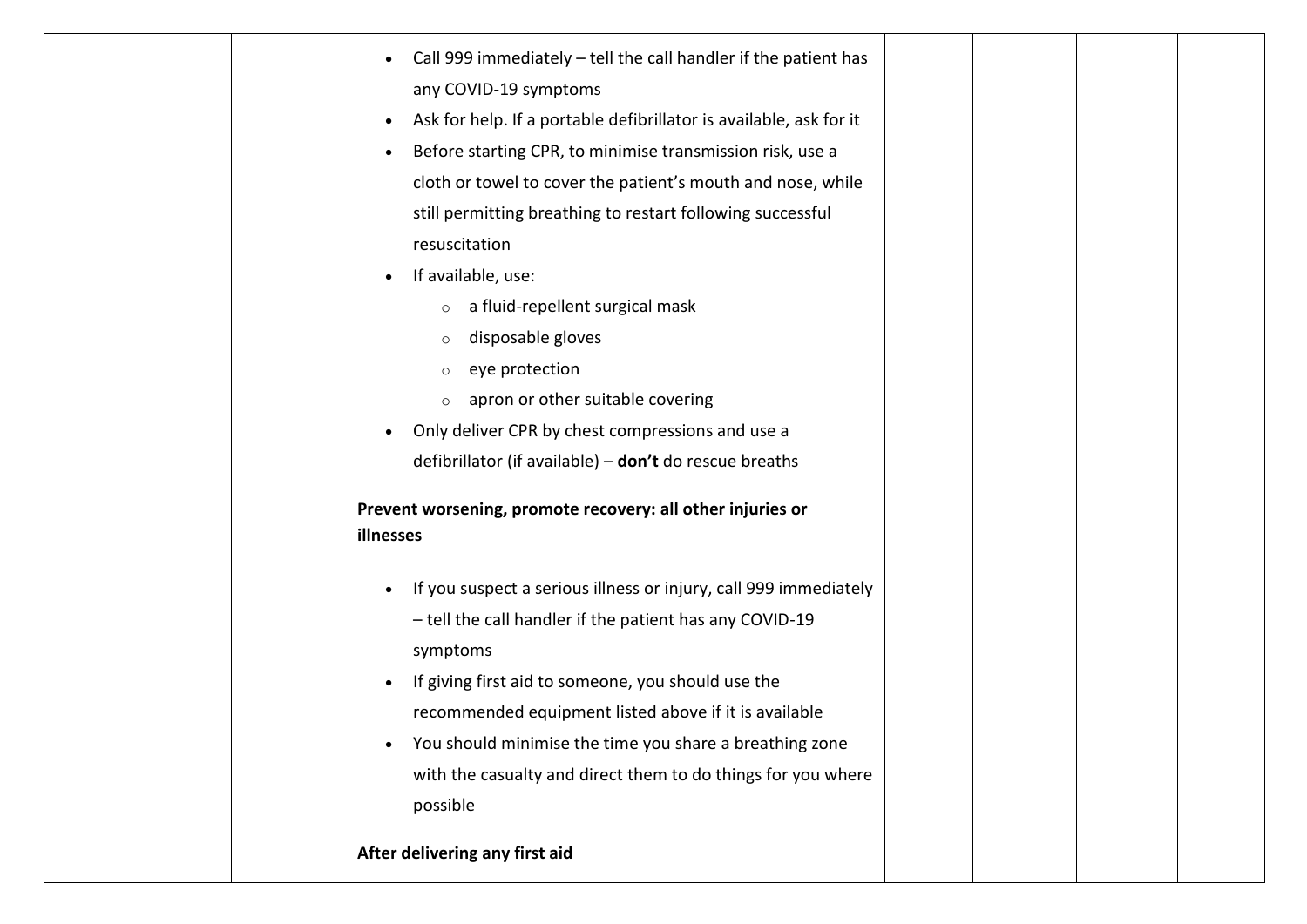| | | | | | | |
|---|---|---|---|---|---|---|
| | | <ul><li>Call 999 immediately – tell the call handler if the patient has any COVID-19 symptoms</li><li>Ask for help. If a portable defibrillator is available, ask for it</li><li>Before starting CPR, to minimise transmission risk, use a cloth or towel to cover the patient's mouth and nose, while still permitting breathing to restart following successful resuscitation</li><li>If available, use:<ul><li>a fluid-repellent surgical mask</li><li>disposable gloves</li><li>eye protection</li><li>apron or other suitable covering</li></ul></li><li>Only deliver CPR by chest compressions and use a defibrillator (if available) – **don't** do rescue breaths</li></ul>**Prevent worsening, promote recovery: all other injuries or illnesses**<ul><li>If you suspect a serious illness or injury, call 999 immediately – tell the call handler if the patient has any COVID-19 symptoms</li><li>If giving first aid to someone, you should use the recommended equipment listed above if it is available</li><li>You should minimise the time you share a breathing zone with the casualty and direct them to do things for you where possible</li></ul>**After delivering any first aid** | | | | |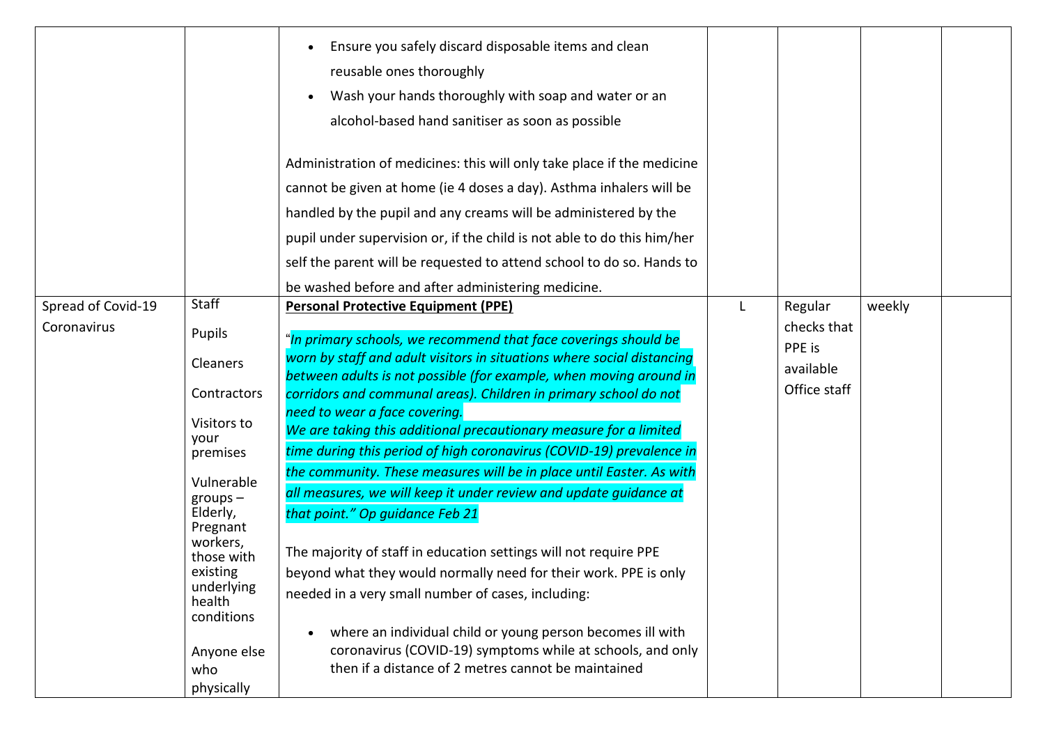| | | | | | | |
|---|---|---|---|---|---|---|
| | | • Ensure you safely discard disposable items and clean reusable ones thoroughly<br>• Wash your hands thoroughly with soap and water or an alcohol-based hand sanitiser as soon as possible<br><br>Administration of medicines: this will only take place if the medicine cannot be given at home (ie 4 doses a day). Asthma inhalers will be handled by the pupil and any creams will be administered by the pupil under supervision or, if the child is not able to do this him/her self the parent will be requested to attend school to do so. Hands to be washed before and after administering medicine. | | | | |
| Spread of Covid-19 Coronavirus | Staff<br><br>Pupils<br><br>Cleaners<br><br>Contractors<br><br>Visitors to your premises<br><br>Vulnerable groups – Elderly, Pregnant workers, those with existing underlying health conditions<br><br>Anyone else who physically | **<u>Personal Protective Equipment (PPE)</u>**<br><br>"*In primary schools, we recommend that face coverings should be worn by staff and adult visitors in situations where social distancing between adults is not possible (for example, when moving around in corridors and communal areas). Children in primary school do not need to wear a face covering.*<br>*We are taking this additional precautionary measure for a limited time during this period of high coronavirus (COVID-19) prevalence in the community. These measures will be in place until Easter. As with all measures, we will keep it under review and update guidance at that point." Op guidance Feb 21*<br><br>The majority of staff in education settings will not require PPE beyond what they would normally need for their work. PPE is only needed in a very small number of cases, including:<br><br>• where an individual child or young person becomes ill with coronavirus (COVID-19) symptoms while at schools, and only then if a distance of 2 metres cannot be maintained | L | Regular checks that PPE is available Office staff | weekly | |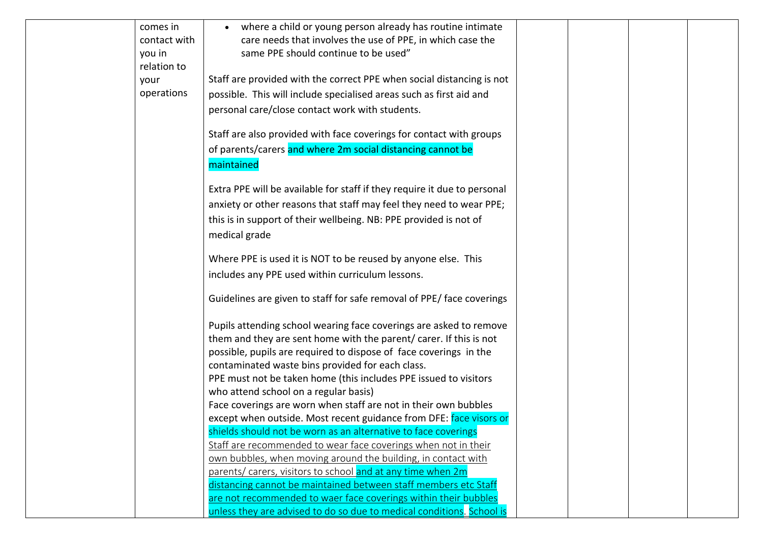|  | comes in contact with you in relation to your operations | • where a child or young person already has routine intimate care needs that involves the use of PPE, in which case the same PPE should continue to be used”<br><br>Staff are provided with the correct PPE when social distancing is not possible. This will include specialised areas such as first aid and personal care/close contact work with students.<br><br>Staff are also provided with face coverings for contact with groups of parents/carers and where 2m social distancing cannot be maintained<br><br>Extra PPE will be available for staff if they require it due to personal anxiety or other reasons that staff may feel they need to wear PPE; this is in support of their wellbeing. NB: PPE provided is not of medical grade<br><br>Where PPE is used it is NOT to be reused by anyone else. This includes any PPE used within curriculum lessons.<br><br>Guidelines are given to staff for safe removal of PPE/ face coverings<br><br>Pupils attending school wearing face coverings are asked to remove them and they are sent home with the parent/ carer. If this is not possible, pupils are required to dispose of face coverings in the contaminated waste bins provided for each class.<br>PPE must not be taken home (this includes PPE issued to visitors who attend school on a regular basis)<br>Face coverings are worn when staff are not in their own bubbles except when outside. Most recent guidance from DFE: face visors or shields should not be worn as an alternative to face coverings<br>Staff are recommended to wear face coverings when not in their own bubbles, when moving around the building, in contact with parents/ carers, visitors to school and at any time when 2m distancing cannot be maintained between staff members etc Staff are not recommended to waer face coverings within their bubbles unless they are advised to do so due to medical conditions. School is |  |  |  |  |
|---|---|---|---|---|---|---|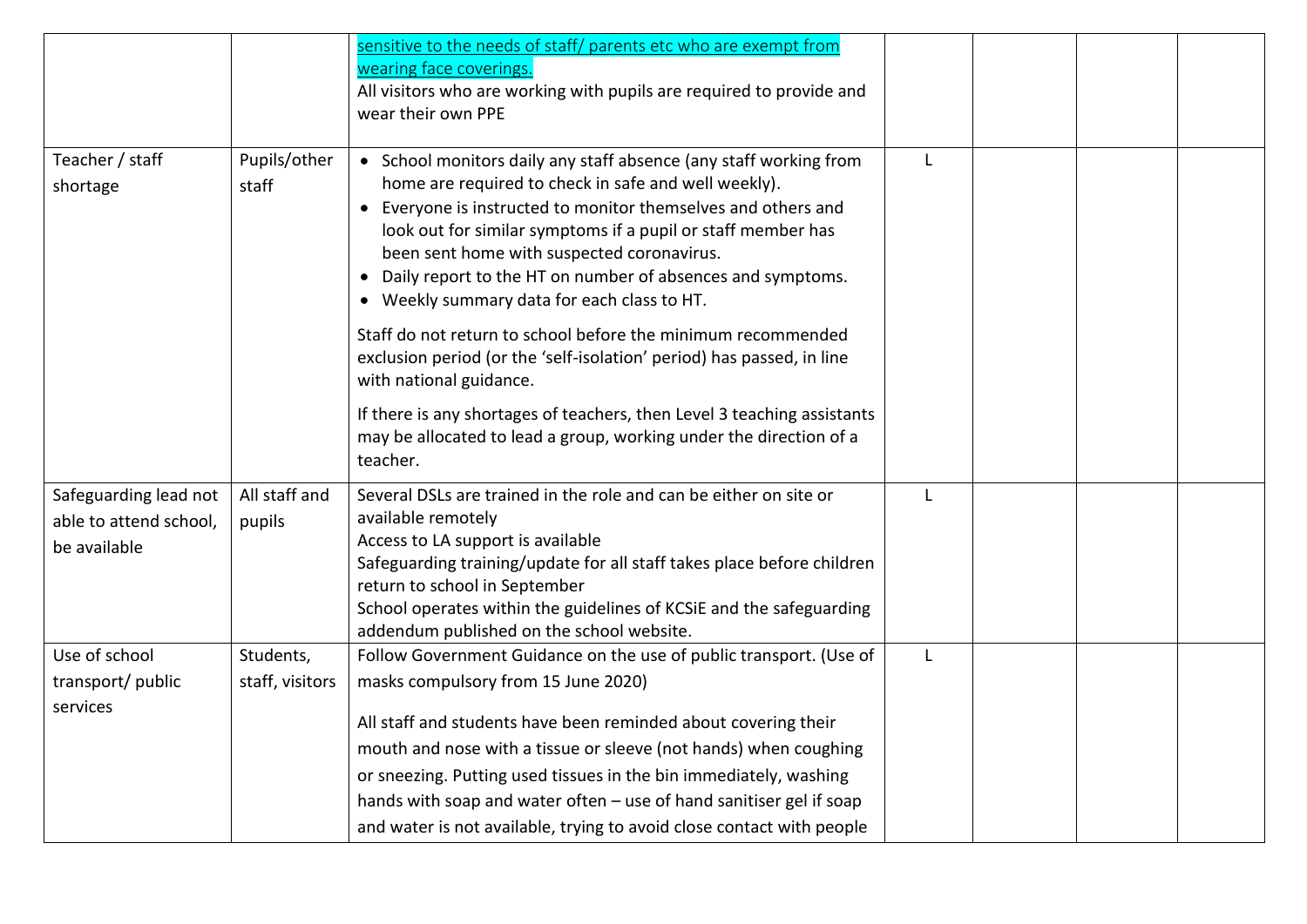| | | | | | | |
|---|---|---|---|---|---|---|
| | | sensitive to the needs of staff/ parents etc who are exempt from wearing face coverings.<br>All visitors who are working with pupils are required to provide and wear their own PPE | | | | |
| Teacher / staff shortage | Pupils/other staff | • School monitors daily any staff absence (any staff working from home are required to check in safe and well weekly).<br>• Everyone is instructed to monitor themselves and others and look out for similar symptoms if a pupil or staff member has been sent home with suspected coronavirus.<br>• Daily report to the HT on number of absences and symptoms.<br>• Weekly summary data for each class to HT.<br><br>Staff do not return to school before the minimum recommended exclusion period (or the 'self-isolation' period) has passed, in line with national guidance.<br><br>If there is any shortages of teachers, then Level 3 teaching assistants may be allocated to lead a group, working under the direction of a teacher. | L | | | |
| Safeguarding lead not able to attend school, be available | All staff and pupils | Several DSLs are trained in the role and can be either on site or available remotely<br>Access to LA support is available<br>Safeguarding training/update for all staff takes place before children return to school in September<br>School operates within the guidelines of KCSiE and the safeguarding addendum published on the school website. | L | | | |
| Use of school transport/ public services | Students, staff, visitors | Follow Government Guidance on the use of public transport. (Use of masks compulsory from 15 June 2020)<br><br>All staff and students have been reminded about covering their mouth and nose with a tissue or sleeve (not hands) when coughing or sneezing. Putting used tissues in the bin immediately, washing hands with soap and water often – use of hand sanitiser gel if soap and water is not available, trying to avoid close contact with people | L | | | |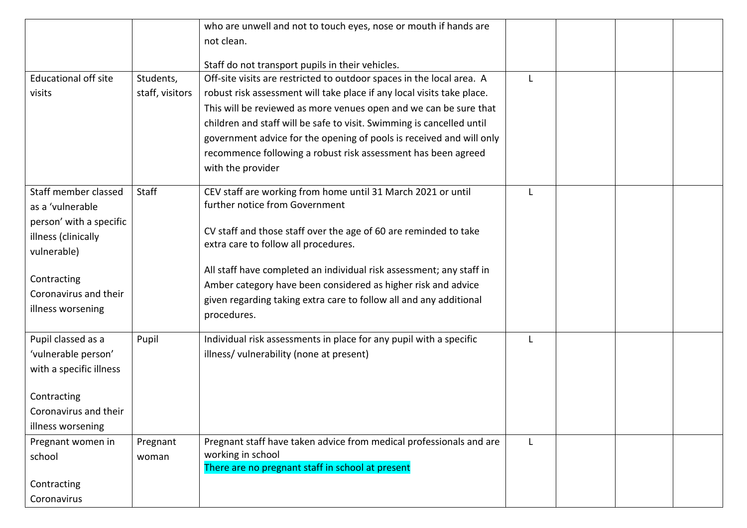| | | | | | | |
|---|---|---|---|---|---|---|
| | | who are unwell and not to touch eyes, nose or mouth if hands are not clean.<br><br>Staff do not transport pupils in their vehicles. | | | | |
| Educational off site visits | Students, staff, visitors | Off-site visits are restricted to outdoor spaces in the local area. A robust risk assessment will take place if any local visits take place. This will be reviewed as more venues open and we can be sure that children and staff will be safe to visit. Swimming is cancelled until government advice for the opening of pools is received and will only recommence following a robust risk assessment has been agreed with the provider | L | | | |
| Staff member classed as a 'vulnerable person' with a specific illness (clinically vulnerable)<br><br>Contracting Coronavirus and their illness worsening | Staff | CEV staff are working from home until 31 March 2021 or until further notice from Government<br><br>CV staff and those staff over the age of 60 are reminded to take extra care to follow all procedures.<br><br>All staff have completed an individual risk assessment; any staff in Amber category have been considered as higher risk and advice given regarding taking extra care to follow all and any additional procedures. | L | | | |
| Pupil classed as a 'vulnerable person' with a specific illness<br><br>Contracting Coronavirus and their illness worsening | Pupil | Individual risk assessments in place for any pupil with a specific illness/ vulnerability (none at present) | L | | | |
| Pregnant women in school<br><br>Contracting Coronavirus | Pregnant woman | Pregnant staff have taken advice from medical professionals and are working in school<br>There are no pregnant staff in school at present | L | | | |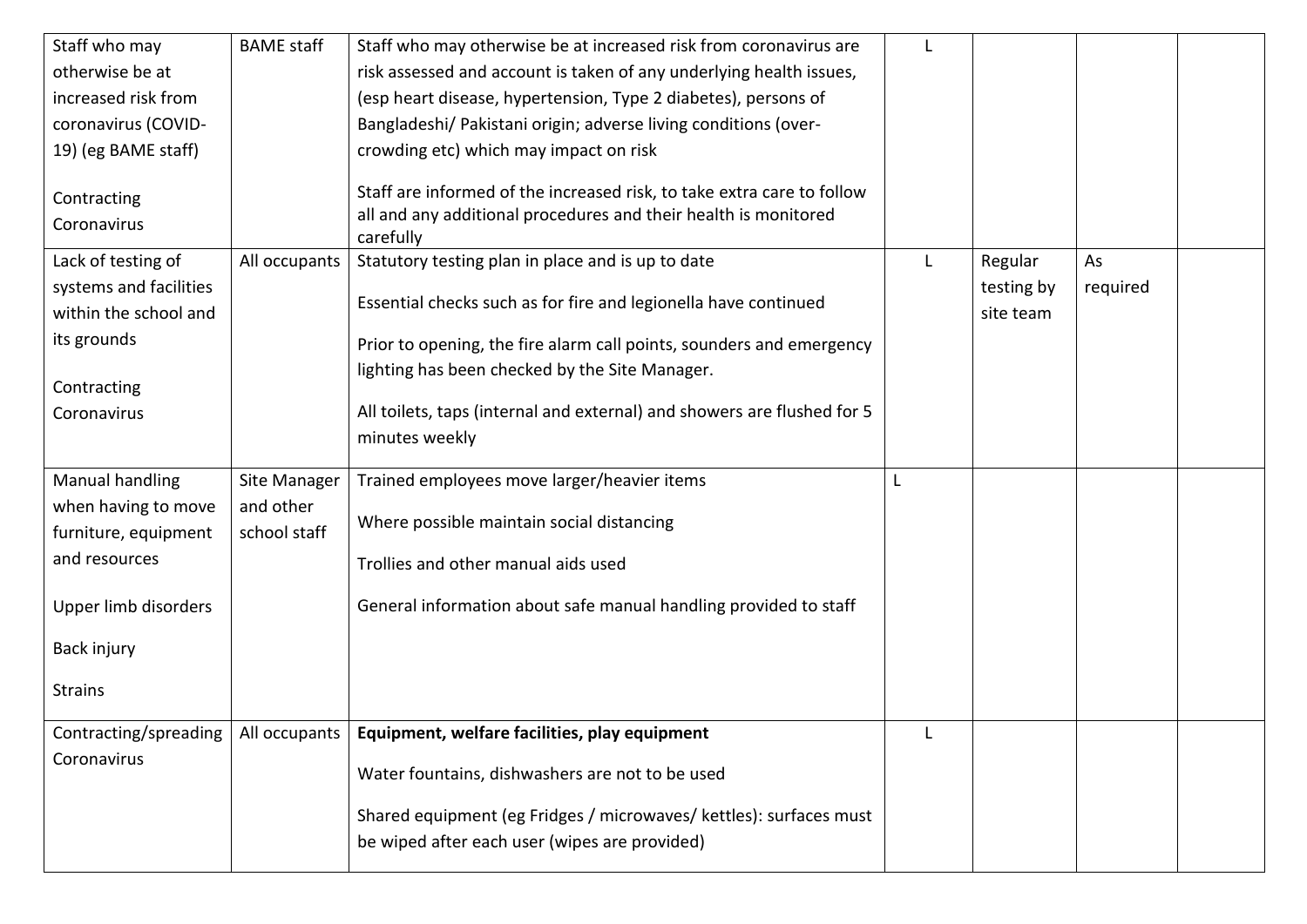| Staff who may otherwise be at increased risk from coronavirus (COVID-19) (eg BAME staff)<br><br>Contracting Coronavirus | BAME staff | Staff who may otherwise be at increased risk from coronavirus are risk assessed and account is taken of any underlying health issues, (esp heart disease, hypertension, Type 2 diabetes), persons of Bangladeshi/ Pakistani origin; adverse living conditions (over-crowding etc) which may impact on risk<br><br>Staff are informed of the increased risk, to take extra care to follow all and any additional procedures and their health is monitored carefully | L | | | |
|---|---|---|---|---|---|---|
| Lack of testing of systems and facilities within the school and its grounds<br><br>Contracting Coronavirus | All occupants | Statutory testing plan in place and is up to date<br><br>Essential checks such as for fire and legionella have continued<br><br>Prior to opening, the fire alarm call points, sounders and emergency lighting has been checked by the Site Manager.<br><br>All toilets, taps (internal and external) and showers are flushed for 5 minutes weekly | L | Regular testing by site team | As required | |
| Manual handling when having to move furniture, equipment and resources<br><br>Upper limb disorders<br><br>Back injury<br><br>Strains | Site Manager and other school staff | Trained employees move larger/heavier items<br><br>Where possible maintain social distancing<br><br>Trollies and other manual aids used<br><br>General information about safe manual handling provided to staff | L | | | |
| Contracting/spreading Coronavirus | All occupants | **Equipment, welfare facilities, play equipment**<br><br>Water fountains, dishwashers are not to be used<br><br>Shared equipment (eg Fridges / microwaves/ kettles): surfaces must be wiped after each user (wipes are provided) | L | | | |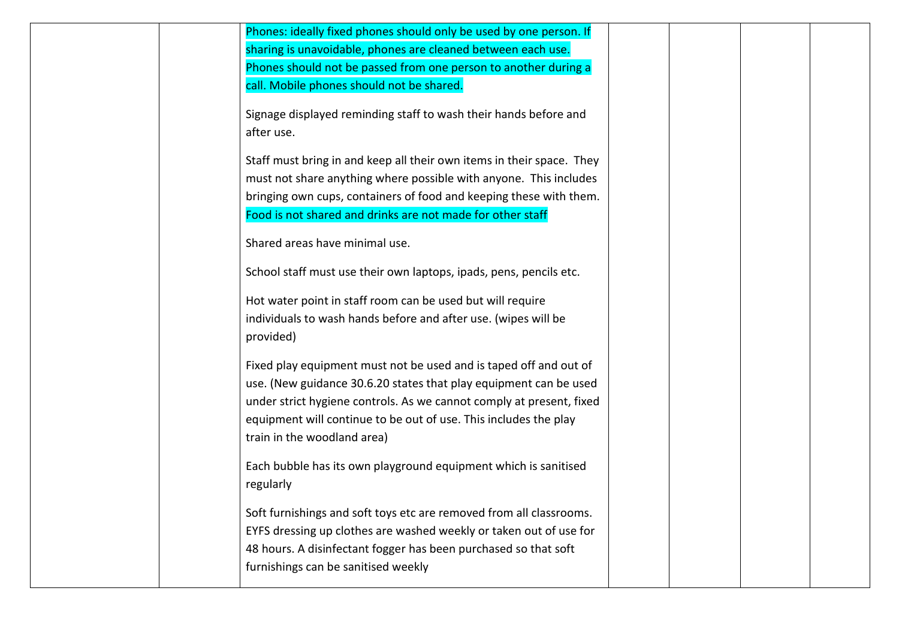|  |  |  |  |  |  |  |
|---|---|---|---|---|---|---|
|  |  | Phones: ideally fixed phones should only be used by one person. If sharing is unavoidable, phones are cleaned between each use. Phones should not be passed from one person to another during a call. Mobile phones should not be shared.<br><br>Signage displayed reminding staff to wash their hands before and after use.<br><br>Staff must bring in and keep all their own items in their space. They must not share anything where possible with anyone. This includes bringing own cups, containers of food and keeping these with them. Food is not shared and drinks are not made for other staff<br><br>Shared areas have minimal use.<br><br>School staff must use their own laptops, ipads, pens, pencils etc.<br><br>Hot water point in staff room can be used but will require individuals to wash hands before and after use. (wipes will be provided)<br><br>Fixed play equipment must not be used and is taped off and out of use. (New guidance 30.6.20 states that play equipment can be used under strict hygiene controls. As we cannot comply at present, fixed equipment will continue to be out of use. This includes the play train in the woodland area)<br><br>Each bubble has its own playground equipment which is sanitised regularly<br><br>Soft furnishings and soft toys etc are removed from all classrooms. EYFS dressing up clothes are washed weekly or taken out of use for 48 hours. A disinfectant fogger has been purchased so that soft furnishings can be sanitised weekly |  |  |  |  |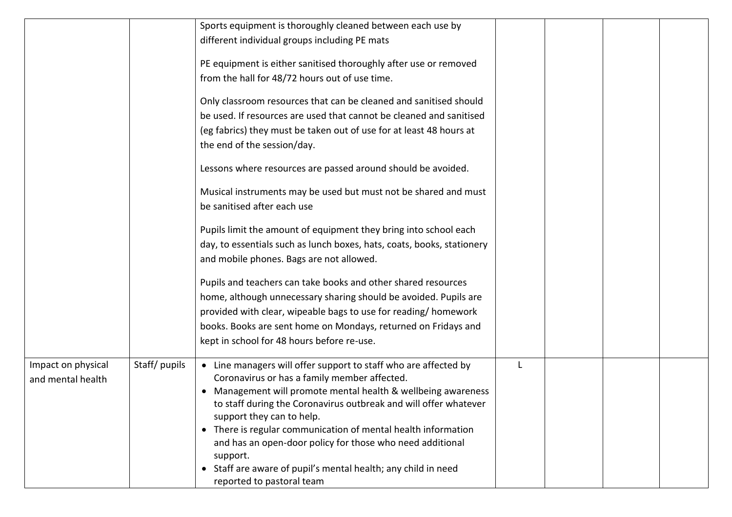|  |  |  |  |  |  |  |
|---|---|---|---|---|---|---|
|  |  | Sports equipment is thoroughly cleaned between each use by different individual groups including PE mats<br><br>PE equipment is either sanitised thoroughly after use or removed from the hall for 48/72 hours out of use time.<br><br>Only classroom resources that can be cleaned and sanitised should be used. If resources are used that cannot be cleaned and sanitised (eg fabrics) they must be taken out of use for at least 48 hours at the end of the session/day.<br><br>Lessons where resources are passed around should be avoided.<br><br>Musical instruments may be used but must not be shared and must be sanitised after each use<br><br>Pupils limit the amount of equipment they bring into school each day, to essentials such as lunch boxes, hats, coats, books, stationery and mobile phones. Bags are not allowed.<br><br>Pupils and teachers can take books and other shared resources home, although unnecessary sharing should be avoided. Pupils are provided with clear, wipeable bags to use for reading/ homework books. Books are sent home on Mondays, returned on Fridays and kept in school for 48 hours before re-use. |  |  |  |  |
| Impact on physical and mental health | Staff/ pupils | • Line managers will offer support to staff who are affected by Coronavirus or has a family member affected.<br>• Management will promote mental health & wellbeing awareness to staff during the Coronavirus outbreak and will offer whatever support they can to help.<br>• There is regular communication of mental health information and has an open-door policy for those who need additional support.<br>• Staff are aware of pupil's mental health; any child in need reported to pastoral team | L |  |  |  |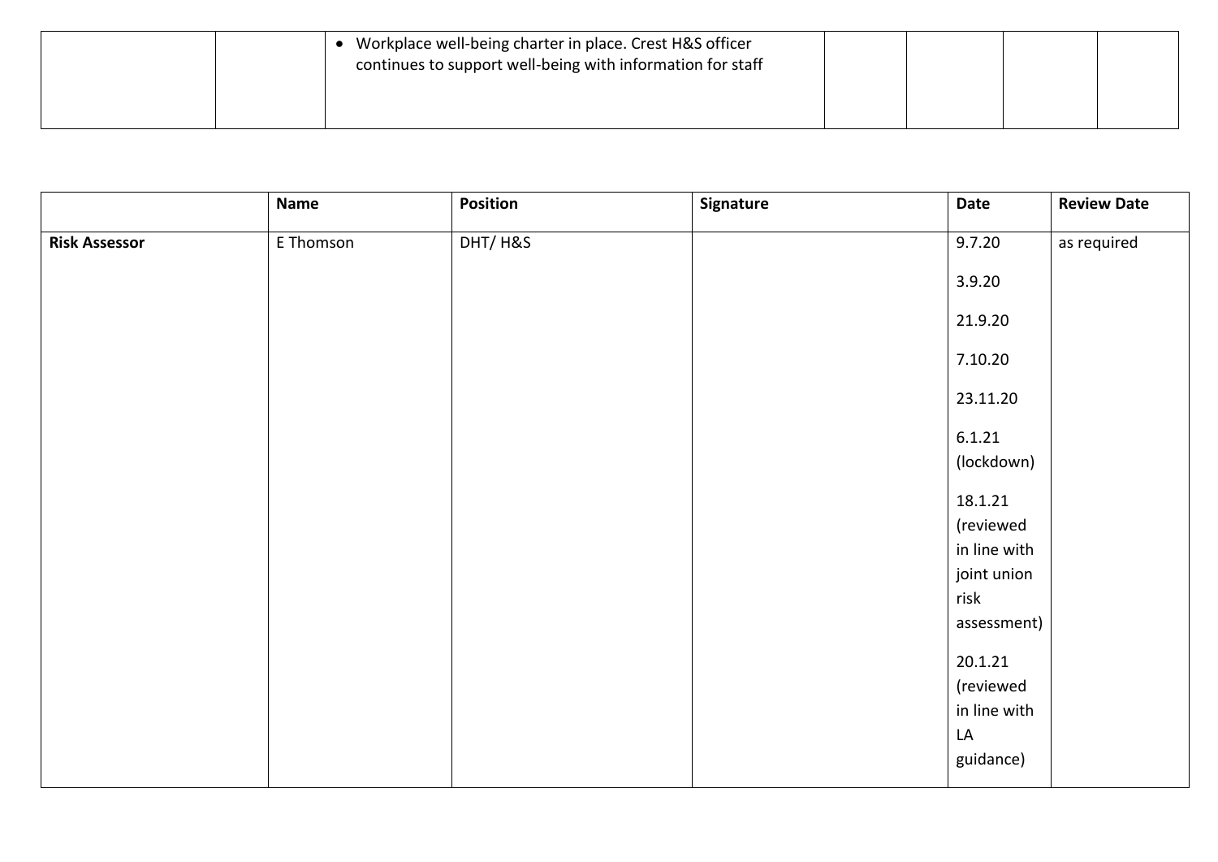| | | • Workplace well-being charter in place. Crest H&S officer continues to support well-being with information for staff | | | | |
|---|---|---|---|---|---|---|

| | Name | Position | Signature | Date | Review Date |
|---|---|---|---|---|---|
| **Risk Assessor** | E Thomson | DHT/ H&S | | 9.7.20<br>3.9.20<br>21.9.20<br>7.10.20<br>23.11.20<br>6.1.21 (lockdown)<br>18.1.21 (reviewed in line with joint union risk assessment)<br>20.1.21 (reviewed in line with LA guidance) | as required |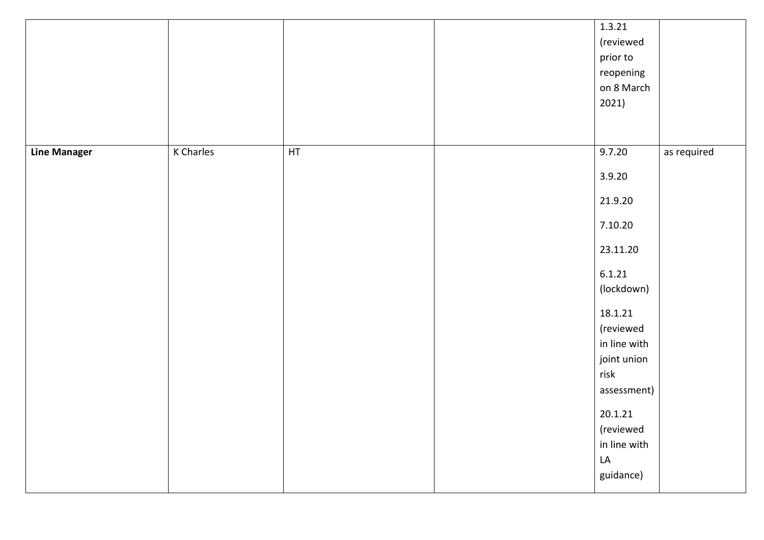| | | | | | |
|---|---|---|---|---|---|
| | | | | 1.3.21 (reviewed prior to reopening on 8 March 2021) | |
| **Line Manager** | K Charles | HT | | 9.7.20<br><br>3.9.20<br><br>21.9.20<br><br>7.10.20<br><br>23.11.20<br><br>6.1.21 (lockdown)<br><br>18.1.21 (reviewed in line with joint union risk assessment)<br><br>20.1.21 (reviewed in line with LA guidance) | as required |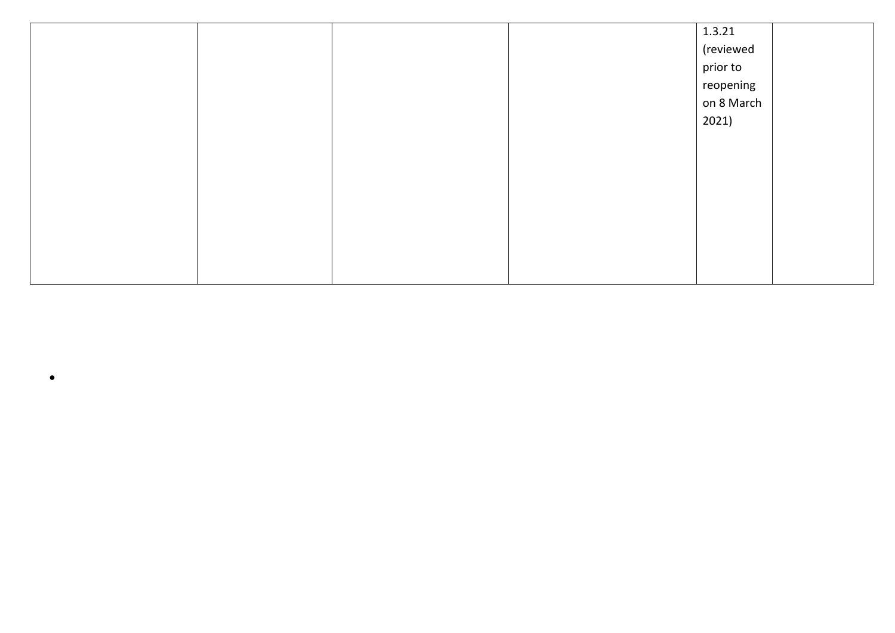| | | | | | |
|---|---|---|---|---|---|
| | | | | 1.3.21 (reviewed prior to reopening on 8 March 2021) | |

•